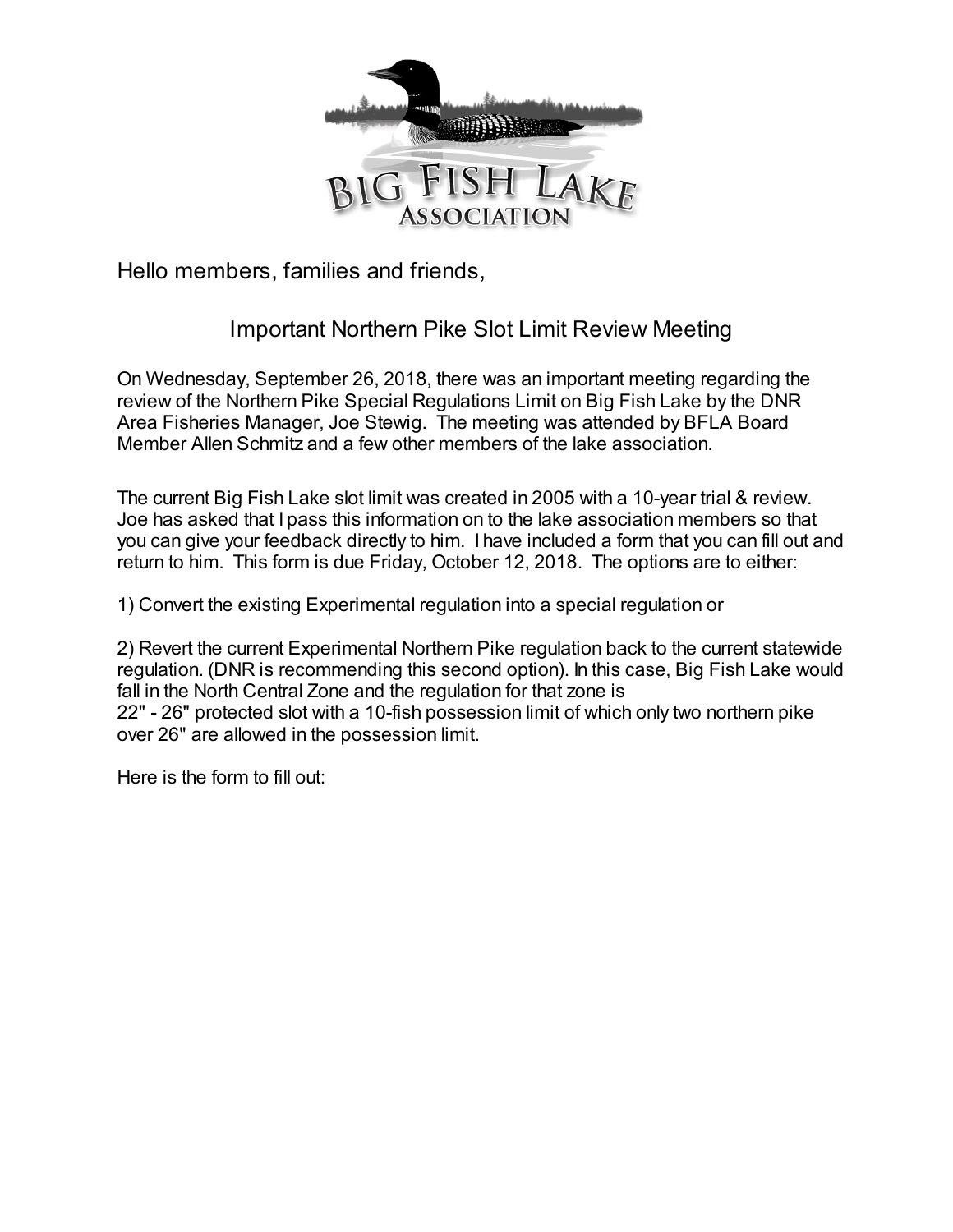Hello members, families and friends,

## Important Northern Pike Slot Limit Review Meeting

On Wednesday, September 26, 2018, there was an important meeting regarding the review of the Northern Pike Special Regulations Limit on Big Fish Lake by the DNR Area Fisheries Manager, Joe Stewig. The meeting was attended by BFLA Board Member Allen Schmitz and a few other members of the lake association.

The current Big Fish Lake slot limit was created in 2005 with a 10-year trial & review. Joe has asked that I pass this information on to the lake association members so that you can give your feedback directly to him. I have included a form that you can fill out and return to him. This form is due Friday, October 12, 2018. The options are to either:

1) Convert the existing Experimental regulation into a special regulation or

2) Revert the current Experimental Northern Pike regulation back to the current statewide regulation. (DNR is recommending this second option). In this case, Big Fish Lake would fall in the North Central Zone and the regulation for that zone is 22" - 26" protected slot with a 10-fish possession limit of which only two northern pike over 26" are allowed in the possession limit.

Here is the form to fill out: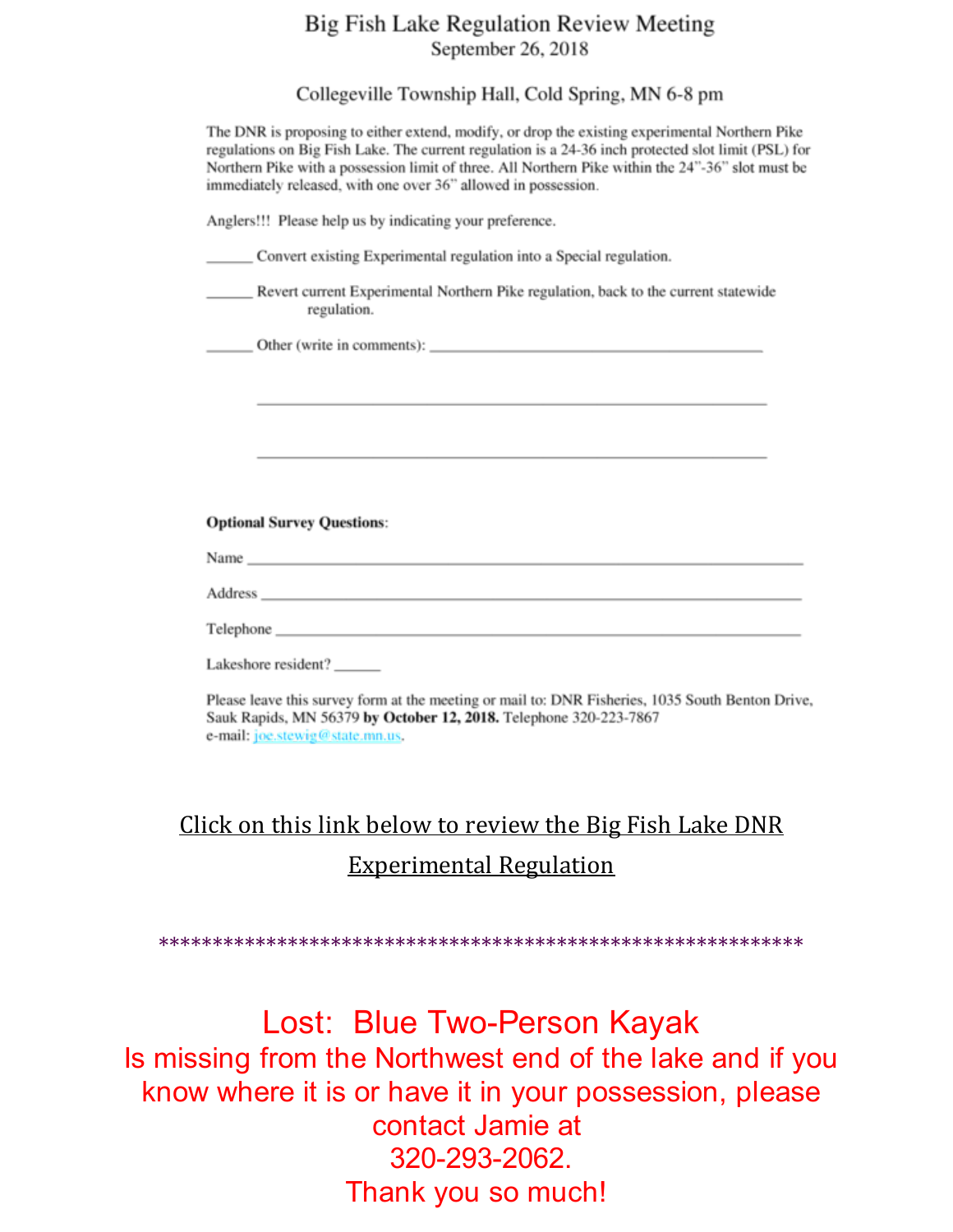# Big Fish Lake Regulation Review Meeting

September 26, 2018

Collegeville Township Hall, Cold Spring, MN 6-8 pm

The DNR is proposing to either extend, modify, or drop the existing experimental Northern Pike regulations on Big Fish Lake. The current regulation is a 24-36 inch protected slot limit (PSL) for Northern Pike with a possession limit of three. All Northern Pike within the 24"-36" slot must be immediately released, with one over 36" allowed in possession.

Anglers!!! Please help us by indicating your preference.

______ Convert existing Experimental regulation into a Special regulation.

______ Revert current Experimental Northern Pike regulation, back to the current statewide regulation.

______ Other (write in comments): ________________________________________

________________________________________________________________

________________________________________________________________

**Optional Survey Questions**:

Name ________________________________________________________________

Address ______________________________________________________________

Telephone ____________________________________________________________

Lakeshore resident? ______

Please leave this survey form at the meeting or mail to: DNR Fisheries, 1035 South Benton Drive, Sauk Rapids, MN 56379 **by October 12, 2018.** Telephone 320-223-7867
e-mail: joe.stewig@state.mn.us.

Click on this link below to review the Big Fish Lake DNR Experimental Regulation

**********************************************************

## Lost: Blue Two-Person Kayak

Is missing from the Northwest end of the lake and if you know where it is or have it in your possession, please contact Jamie at
320-293-2062.
Thank you so much!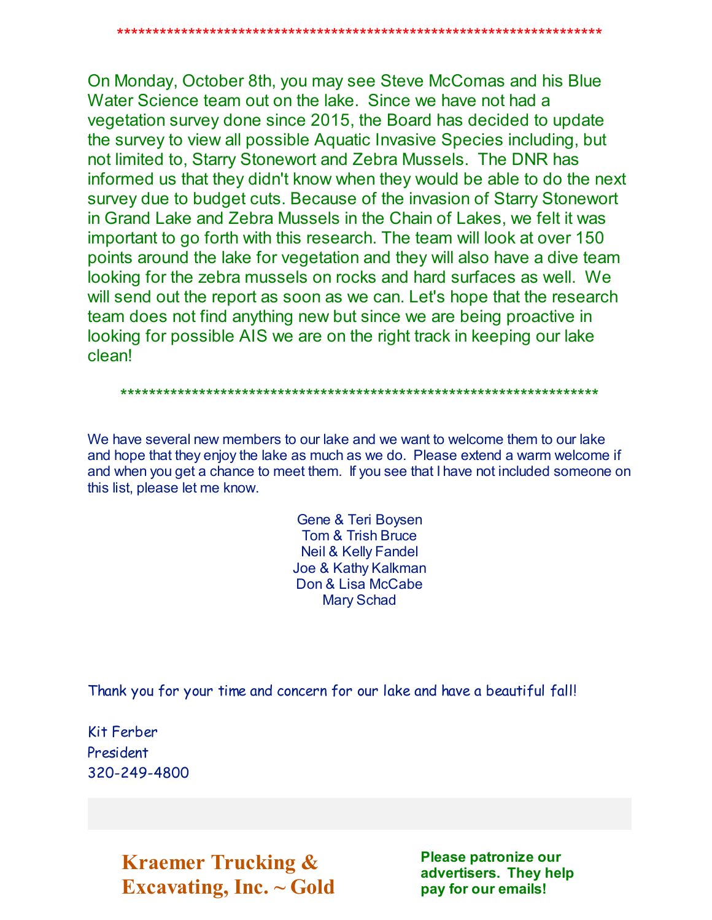*********************************************************************

On Monday, October 8th, you may see Steve McComas and his Blue Water Science team out on the lake. Since we have not had a vegetation survey done since 2015, the Board has decided to update the survey to view all possible Aquatic Invasive Species including, but not limited to, Starry Stonewort and Zebra Mussels. The DNR has informed us that they didn't know when they would be able to do the next survey due to budget cuts. Because of the invasion of Starry Stonewort in Grand Lake and Zebra Mussels in the Chain of Lakes, we felt it was important to go forth with this research. The team will look at over 150 points around the lake for vegetation and they will also have a dive team looking for the zebra mussels on rocks and hard surfaces as well. We will send out the report as soon as we can. Let's hope that the research team does not find anything new but since we are being proactive in looking for possible AIS we are on the right track in keeping our lake clean!

*******************************************************************

We have several new members to our lake and we want to welcome them to our lake and hope that they enjoy the lake as much as we do. Please extend a warm welcome if and when you get a chance to meet them. If you see that I have not included someone on this list, please let me know.

Gene & Teri Boysen
Tom & Trish Bruce
Neil & Kelly Fandel
Joe & Kathy Kalkman
Don & Lisa McCabe
Mary Schad

Thank you for your time and concern for our lake and have a beautiful fall!

Kit Ferber
President
320-249-4800

**Kraemer Trucking & Excavating, Inc. ~ Gold**

**Please patronize our advertisers. They help pay for our emails!**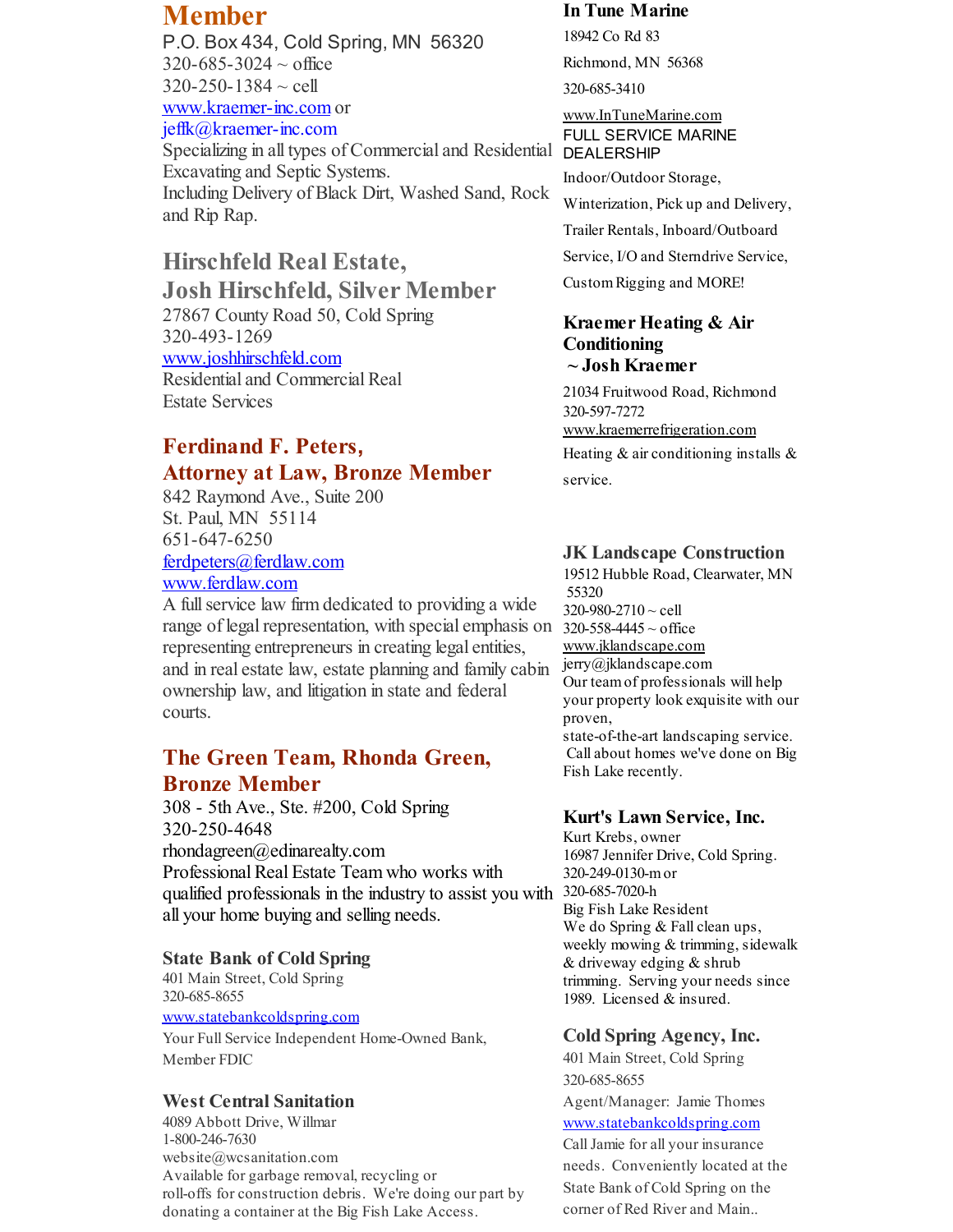## Member

P.O. Box 434, Cold Spring, MN 56320
320-685-3024 ~ office
320-250-1384 ~ cell
www.kraemer-inc.com or
jeffk@kraemer-inc.com
Specializing in all types of Commercial and Residential Excavating and Septic Systems.
Including Delivery of Black Dirt, Washed Sand, Rock and Rip Rap.

## Hirschfeld Real Estate, Josh Hirschfeld, Silver Member

27867 County Road 50, Cold Spring
320-493-1269
www.joshhirschfeld.com
Residential and Commercial Real Estate Services

## Ferdinand F. Peters, Attorney at Law, Bronze Member

842 Raymond Ave., Suite 200
St. Paul, MN 55114
651-647-6250
ferdpeters@ferdlaw.com
www.ferdlaw.com
A full service law firm dedicated to providing a wide range of legal representation, with special emphasis on representing entrepreneurs in creating legal entities, and in real estate law, estate planning and family cabin ownership law, and litigation in state and federal courts.

## The Green Team, Rhonda Green, Bronze Member

308 - 5th Ave., Ste. #200, Cold Spring
320-250-4648
rhondagreen@edinarealty.com
Professional Real Estate Team who works with qualified professionals in the industry to assist you with all your home buying and selling needs.

### State Bank of Cold Spring

401 Main Street, Cold Spring
320-685-8655
www.statebankcoldspring.com
Your Full Service Independent Home-Owned Bank, Member FDIC

### West Central Sanitation

4089 Abbott Drive, Willmar
1-800-246-7630
website@wcsanitation.com
Available for garbage removal, recycling or roll-offs for construction debris. We're doing our part by donating a container at the Big Fish Lake Access.

### In Tune Marine

18942 Co Rd 83
Richmond, MN 56368
320-685-3410
www.InTuneMarine.com
FULL SERVICE MARINE DEALERSHIP
Indoor/Outdoor Storage, Winterization, Pick up and Delivery, Trailer Rentals, Inboard/Outboard Service, I/O and Sterndrive Service, Custom Rigging and MORE!

### Kraemer Heating & Air Conditioning ~ Josh Kraemer

21034 Fruitwood Road, Richmond
320-597-7272
www.kraemerrefrigeration.com
Heating & air conditioning installs & service.

### JK Landscape Construction

19512 Hubble Road, Clearwater, MN 55320
320-980-2710 ~ cell
320-558-4445 ~ office
www.jklandscape.com
jerry@jklandscape.com
Our team of professionals will help your property look exquisite with our proven, state-of-the-art landscaping service. Call about homes we've done on Big Fish Lake recently.

### Kurt's Lawn Service, Inc.

Kurt Krebs, owner
16987 Jennifer Drive, Cold Spring.
320-249-0130-m or
320-685-7020-h
Big Fish Lake Resident
We do Spring & Fall clean ups, weekly mowing & trimming, sidewalk & driveway edging & shrub trimming. Serving your needs since 1989. Licensed & insured.

### Cold Spring Agency, Inc.

401 Main Street, Cold Spring
320-685-8655
Agent/Manager: Jamie Thomes
www.statebankcoldspring.com
Call Jamie for all your insurance needs. Conveniently located at the State Bank of Cold Spring on the corner of Red River and Main..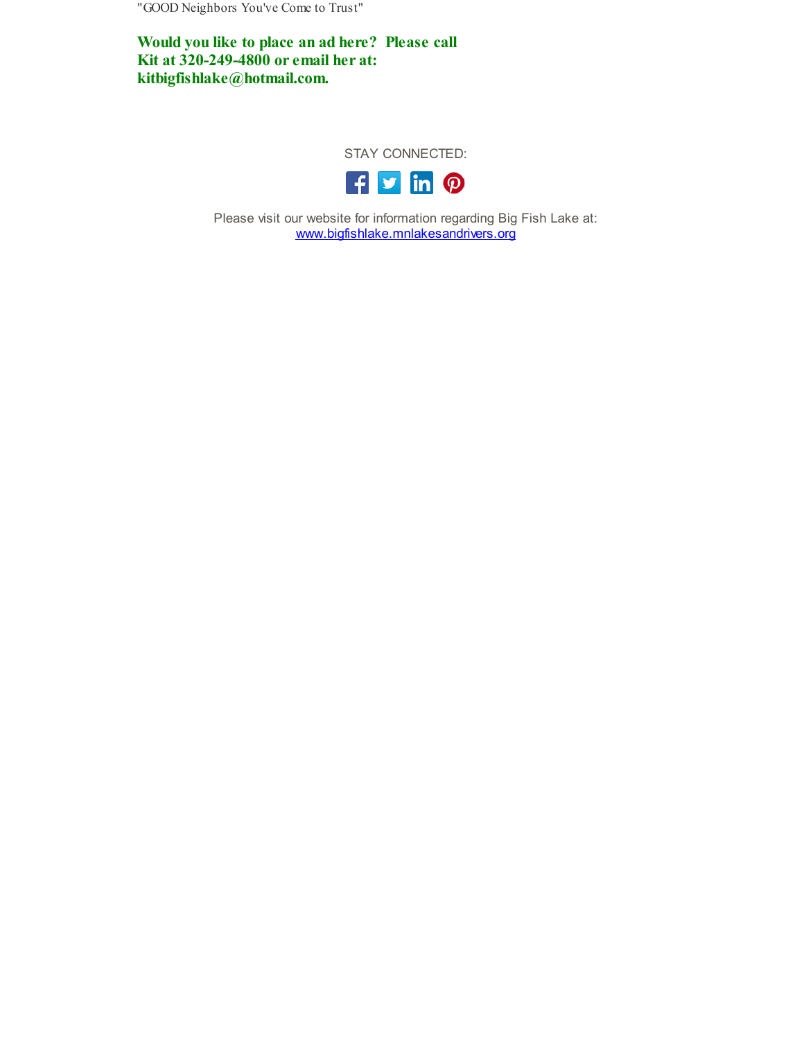"GOOD Neighbors You've Come to Trust"

**Would you like to place an ad here? Please call Kit at 320-249-4800 or email her at: kitbigfishlake@hotmail.com.**

STAY CONNECTED:

Please visit our website for information regarding Big Fish Lake at:
www.bigfishlake.mnlakesandrivers.org